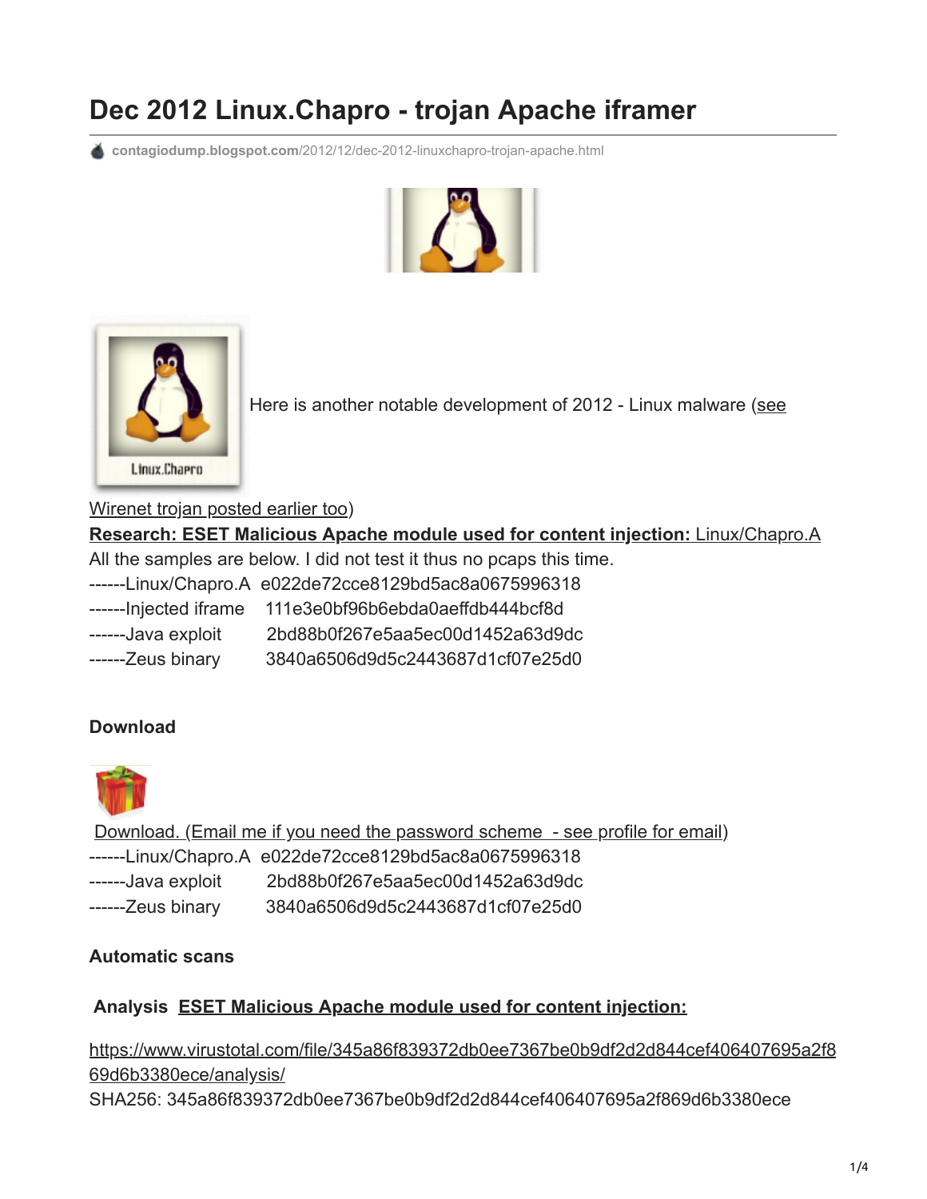# Dec 2012 Linux.Chapro - trojan Apache iframer

contagiodump.blogspot.com/2012/12/dec-2012-linuxchapro-trojan-apache.html

Linux.Chapro

Here is another notable development of 2012 - Linux malware (see Wirenet trojan posted earlier too)

**Research: ESET Malicious Apache module used for content injection:** Linux/Chapro.A

All the samples are below. I did not test it thus no pcaps this time.

------Linux/Chapro.A  e022de72cce8129bd5ac8a0675996318
------Injected iframe    111e3e0bf96b6ebda0aeffdb444bcf8d
------Java exploit        2bd88b0f267e5aa5ec00d1452a63d9dc
------Zeus binary        3840a6506d9d5c2443687d1cf07e25d0

**Download**

Download. (Email me if you need the password scheme  - see profile for email)

------Linux/Chapro.A  e022de72cce8129bd5ac8a0675996318
------Java exploit        2bd88b0f267e5aa5ec00d1452a63d9dc
------Zeus binary        3840a6506d9d5c2443687d1cf07e25d0

**Automatic scans**

**Analysis ESET Malicious Apache module used for content injection:**

https://www.virustotal.com/file/345a86f839372db0ee7367be0b9df2d2d844cef406407695a2f869d6b3380ece/analysis/
SHA256: 345a86f839372db0ee7367be0b9df2d2d844cef406407695a2f869d6b3380ece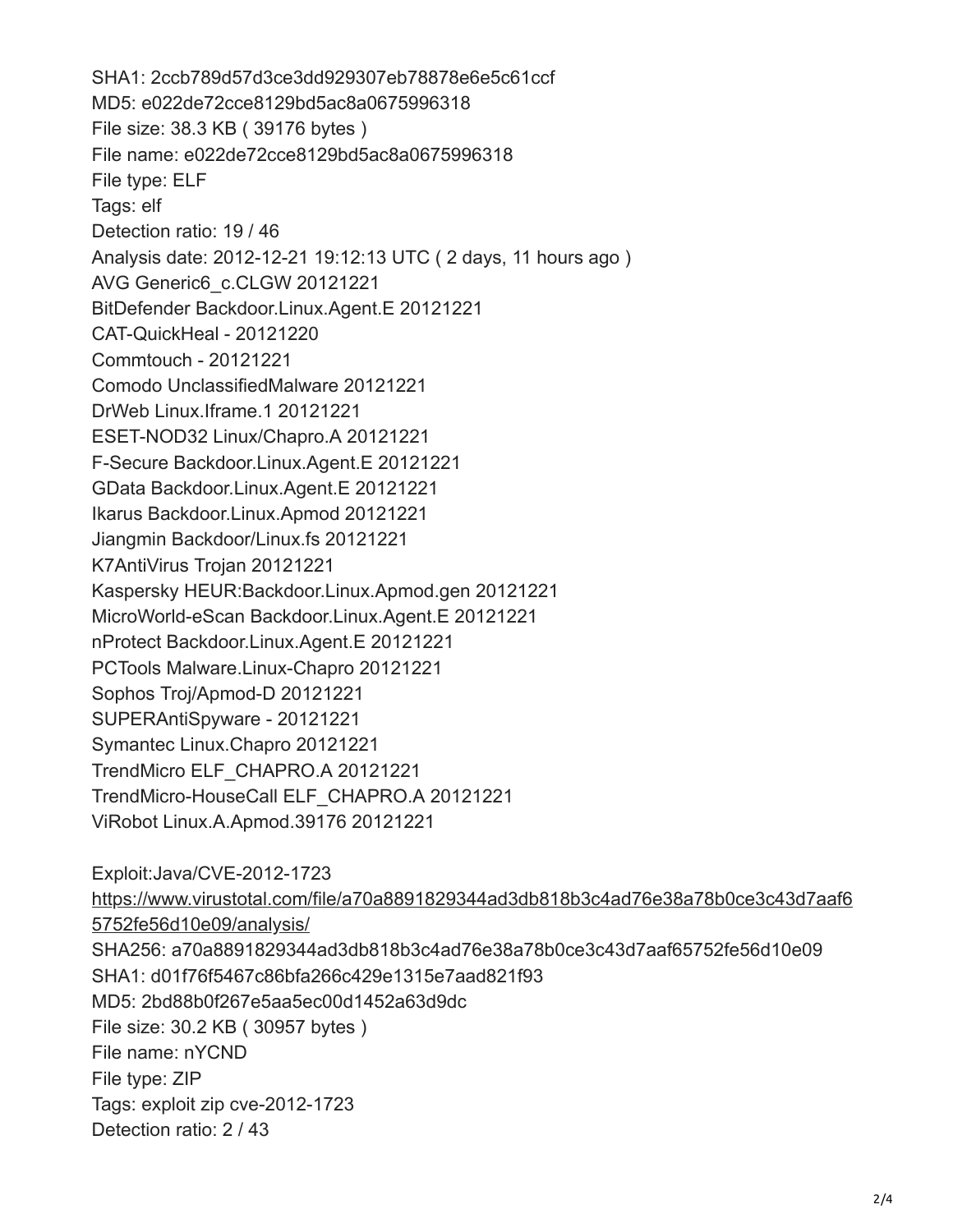SHA1: 2ccb789d57d3ce3dd929307eb78878e6e5c61ccf
MD5: e022de72cce8129bd5ac8a0675996318
File size: 38.3 KB ( 39176 bytes )
File name: e022de72cce8129bd5ac8a0675996318
File type: ELF
Tags: elf
Detection ratio: 19 / 46
Analysis date: 2012-12-21 19:12:13 UTC ( 2 days, 11 hours ago )
AVG Generic6_c.CLGW 20121221
BitDefender Backdoor.Linux.Agent.E 20121221
CAT-QuickHeal - 20121220
Commtouch - 20121221
Comodo UnclassifiedMalware 20121221
DrWeb Linux.Iframe.1 20121221
ESET-NOD32 Linux/Chapro.A 20121221
F-Secure Backdoor.Linux.Agent.E 20121221
GData Backdoor.Linux.Agent.E 20121221
Ikarus Backdoor.Linux.Apmod 20121221
Jiangmin Backdoor/Linux.fs 20121221
K7AntiVirus Trojan 20121221
Kaspersky HEUR:Backdoor.Linux.Apmod.gen 20121221
MicroWorld-eScan Backdoor.Linux.Agent.E 20121221
nProtect Backdoor.Linux.Agent.E 20121221
PCTools Malware.Linux-Chapro 20121221
Sophos Troj/Apmod-D 20121221
SUPERAntiSpyware - 20121221
Symantec Linux.Chapro 20121221
TrendMicro ELF_CHAPRO.A 20121221
TrendMicro-HouseCall ELF_CHAPRO.A 20121221
ViRobot Linux.A.Apmod.39176 20121221

Exploit:Java/CVE-2012-1723
https://www.virustotal.com/file/a70a8891829344ad3db818b3c4ad76e38a78b0ce3c43d7aaf65752fe56d10e09/analysis/
SHA256: a70a8891829344ad3db818b3c4ad76e38a78b0ce3c43d7aaf65752fe56d10e09
SHA1: d01f76f5467c86bfa266c429e1315e7aad821f93
MD5: 2bd88b0f267e5aa5ec00d1452a63d9dc
File size: 30.2 KB ( 30957 bytes )
File name: nYCND
File type: ZIP
Tags: exploit zip cve-2012-1723
Detection ratio: 2 / 43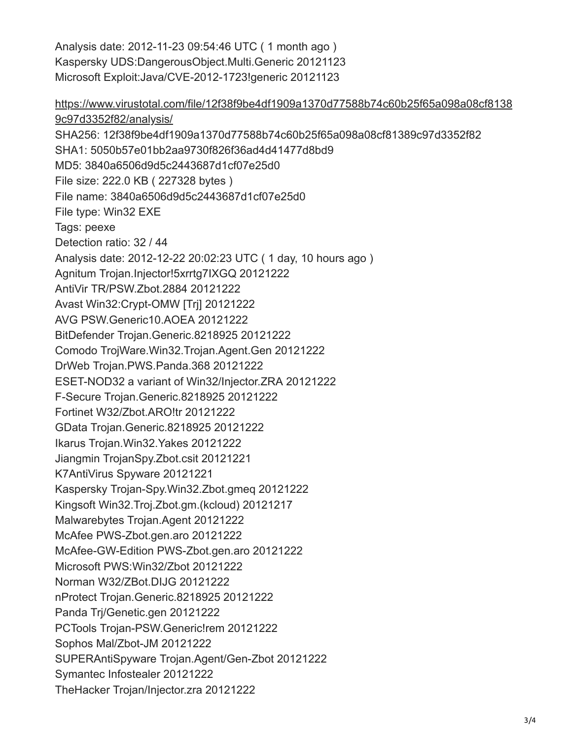Analysis date: 2012-11-23 09:54:46 UTC ( 1 month ago )
Kaspersky UDS:DangerousObject.Multi.Generic 20121123
Microsoft Exploit:Java/CVE-2012-1723!generic 20121123

https://www.virustotal.com/file/12f38f9be4df1909a1370d77588b74c60b25f65a098a08cf81389c97d3352f82/analysis/
SHA256: 12f38f9be4df1909a1370d77588b74c60b25f65a098a08cf81389c97d3352f82
SHA1: 5050b57e01bb2aa9730f826f36ad4d41477d8bd9
MD5: 3840a6506d9d5c2443687d1cf07e25d0
File size: 222.0 KB ( 227328 bytes )
File name: 3840a6506d9d5c2443687d1cf07e25d0
File type: Win32 EXE
Tags: peexe
Detection ratio: 32 / 44
Analysis date: 2012-12-22 20:02:23 UTC ( 1 day, 10 hours ago )
Agnitum Trojan.Injector!5xrrtg7IXGQ 20121222
AntiVir TR/PSW.Zbot.2884 20121222
Avast Win32:Crypt-OMW [Trj] 20121222
AVG PSW.Generic10.AOEA 20121222
BitDefender Trojan.Generic.8218925 20121222
Comodo TrojWare.Win32.Trojan.Agent.Gen 20121222
DrWeb Trojan.PWS.Panda.368 20121222
ESET-NOD32 a variant of Win32/Injector.ZRA 20121222
F-Secure Trojan.Generic.8218925 20121222
Fortinet W32/Zbot.ARO!tr 20121222
GData Trojan.Generic.8218925 20121222
Ikarus Trojan.Win32.Yakes 20121222
Jiangmin TrojanSpy.Zbot.csit 20121221
K7AntiVirus Spyware 20121221
Kaspersky Trojan-Spy.Win32.Zbot.gmeq 20121222
Kingsoft Win32.Troj.Zbot.gm.(kcloud) 20121217
Malwarebytes Trojan.Agent 20121222
McAfee PWS-Zbot.gen.aro 20121222
McAfee-GW-Edition PWS-Zbot.gen.aro 20121222
Microsoft PWS:Win32/Zbot 20121222
Norman W32/ZBot.DIJG 20121222
nProtect Trojan.Generic.8218925 20121222
Panda Trj/Genetic.gen 20121222
PCTools Trojan-PSW.Generic!rem 20121222
Sophos Mal/Zbot-JM 20121222
SUPERAntiSpyware Trojan.Agent/Gen-Zbot 20121222
Symantec Infostealer 20121222
TheHacker Trojan/Injector.zra 20121222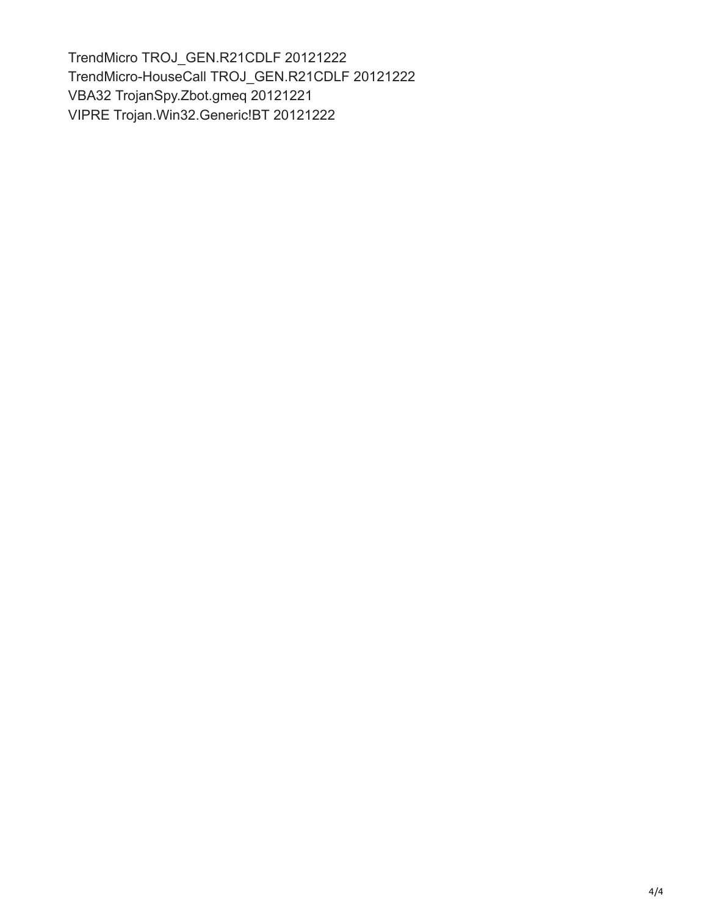TrendMicro TROJ_GEN.R21CDLF 20121222
TrendMicro-HouseCall TROJ_GEN.R21CDLF 20121222
VBA32 TrojanSpy.Zbot.gmeq 20121221
VIPRE Trojan.Win32.Generic!BT 20121222